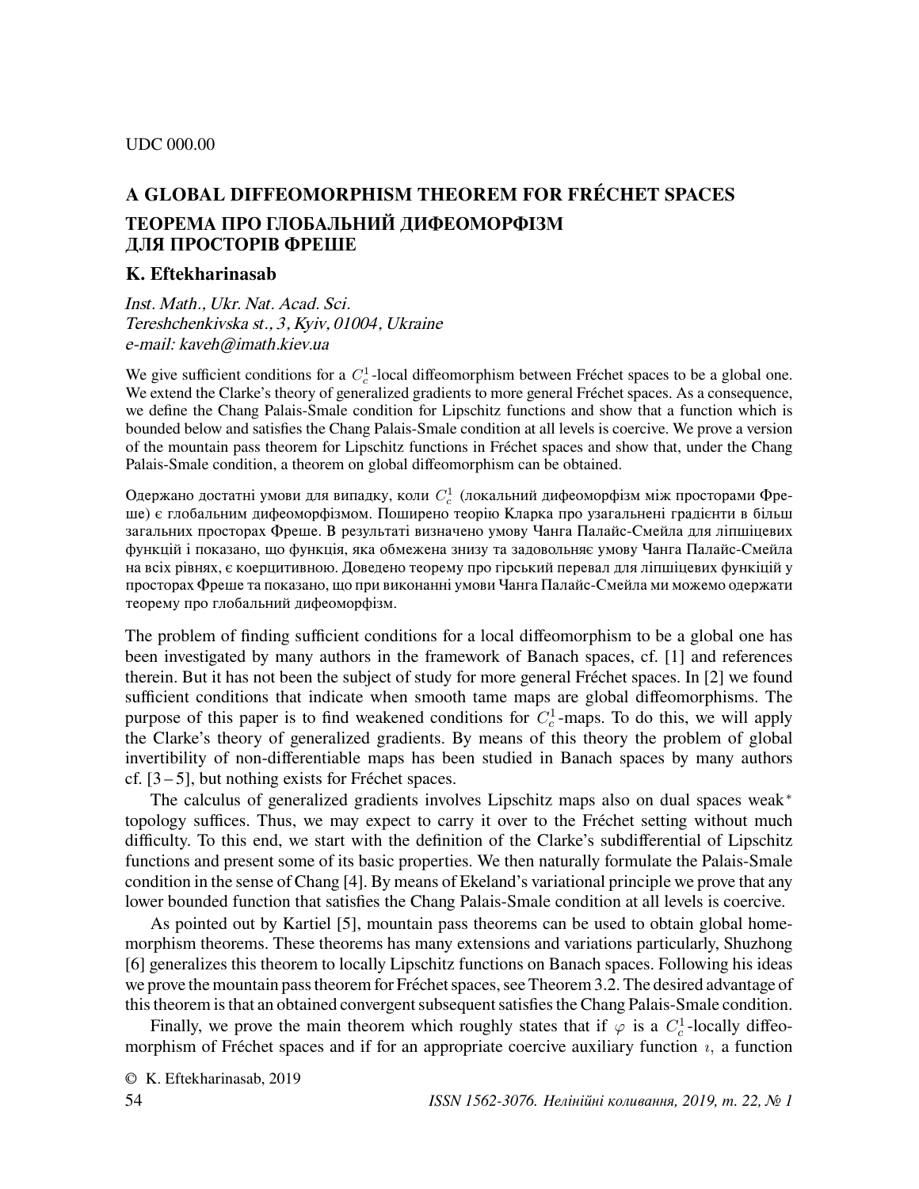UDC 000.00

# A GLOBAL DIFFEOMORPHISM THEOREM FOR FRÉCHET SPACES

# ТЕОРЕМА ПРО ГЛОБАЛЬНИЙ ДИФЕОМОРФІЗМ ДЛЯ ПРОСТОРІВ ФРЕШЕ

**K. Eftekharinasab**

*Inst. Math., Ukr. Nat. Acad. Sci.*
*Tereshchenkivska st., 3, Kyiv, 01004, Ukraine*
*e-mail: kaveh@imath.kiev.ua*

We give sufficient conditions for a $C_c^1$-local diffeomorphism between Fréchet spaces to be a global one. We extend the Clarke's theory of generalized gradients to more general Fréchet spaces. As a consequence, we define the Chang Palais-Smale condition for Lipschitz functions and show that a function which is bounded below and satisfies the Chang Palais-Smale condition at all levels is coercive. We prove a version of the mountain pass theorem for Lipschitz functions in Fréchet spaces and show that, under the Chang Palais-Smale condition, a theorem on global diffeomorphism can be obtained.

Одержано достатні умови для випадку, коли $C_c^1$ (локальний дифеоморфізм між просторами Фреше) є глобальним дифеоморфізмом. Поширено теорію Кларка про узагальнені градієнти в більш загальних просторах Фреше. В результаті визначено умову Чанга Палайс-Смейла для ліпшіцевих функцій і показано, що функція, яка обмежена знизу та задовольняє умову Чанга Палайс-Смейла на всіх рівнях, є коерцитивною. Доведено теорему про гірський перевал для ліпшіцевих функіцій у просторах Фреше та показано, що при виконанні умови Чанга Палайс-Смейла ми можемо одержати теорему про глобальний дифеоморфізм.

The problem of finding sufficient conditions for a local diffeomorphism to be a global one has been investigated by many authors in the framework of Banach spaces, cf. [1] and references therein. But it has not been the subject of study for more general Fréchet spaces. In [2] we found sufficient conditions that indicate when smooth tame maps are global diffeomorphisms. The purpose of this paper is to find weakened conditions for $C_c^1$-maps. To do this, we will apply the Clarke's theory of generalized gradients. By means of this theory the problem of global invertibility of non-differentiable maps has been studied in Banach spaces by many authors cf. [3 – 5], but nothing exists for Fréchet spaces.

The calculus of generalized gradients involves Lipschitz maps also on dual spaces weak$^*$ topology suffices. Thus, we may expect to carry it over to the Fréchet setting without much difficulty. To this end, we start with the definition of the Clarke's subdifferential of Lipschitz functions and present some of its basic properties. We then naturally formulate the Palais-Smale condition in the sense of Chang [4]. By means of Ekeland's variational principle we prove that any lower bounded function that satisfies the Chang Palais-Smale condition at all levels is coercive.

As pointed out by Kartiel [5], mountain pass theorems can be used to obtain global homemorphism theorems. These theorems has many extensions and variations particularly, Shuzhong [6] generalizes this theorem to locally Lipschitz functions on Banach spaces. Following his ideas we prove the mountain pass theorem for Fréchet spaces, see Theorem 3.2. The desired advantage of this theorem is that an obtained convergent subsequent satisfies the Chang Palais-Smale condition.

Finally, we prove the main theorem which roughly states that if $\varphi$ is a $C_c^1$-locally diffeomorphism of Fréchet spaces and if for an appropriate coercive auxiliary function $\imath$, a function

© K. Eftekharinasab, 2019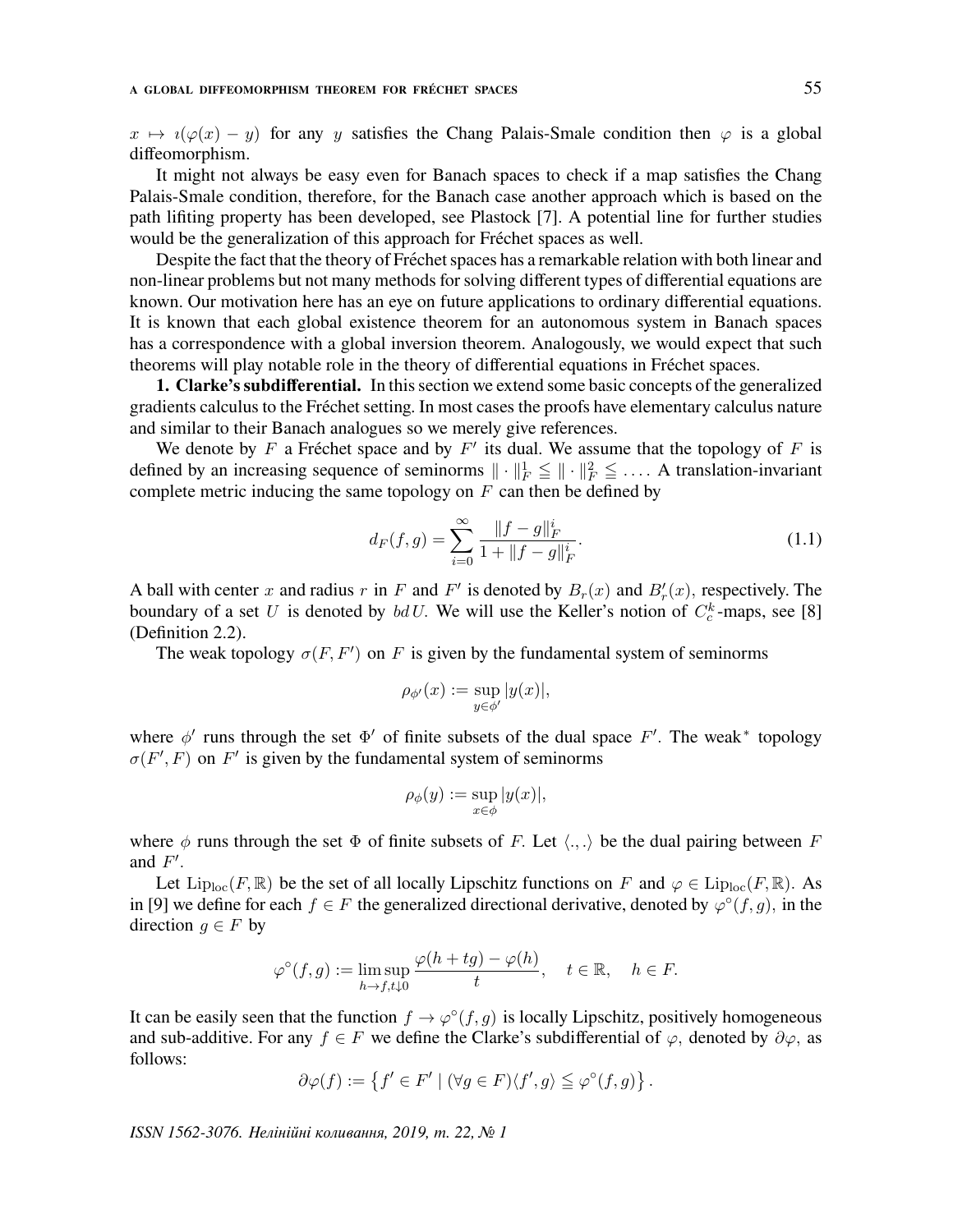$x \mapsto \imath(\varphi(x) - y)$ for any $y$ satisfies the Chang Palais-Smale condition then $\varphi$ is a global diffeomorphism.

It might not always be easy even for Banach spaces to check if a map satisfies the Chang Palais-Smale condition, therefore, for the Banach case another approach which is based on the path lifiting property has been developed, see Plastock [7]. A potential line for further studies would be the generalization of this approach for Fréchet spaces as well.

Despite the fact that the theory of Fréchet spaces has a remarkable relation with both linear and non-linear problems but not many methods for solving different types of differential equations are known. Our motivation here has an eye on future applications to ordinary differential equations. It is known that each global existence theorem for an autonomous system in Banach spaces has a correspondence with a global inversion theorem. Analogously, we would expect that such theorems will play notable role in the theory of differential equations in Fréchet spaces.

**1. Clarke's subdifferential.** In this section we extend some basic concepts of the generalized gradients calculus to the Fréchet setting. In most cases the proofs have elementary calculus nature and similar to their Banach analogues so we merely give references.

We denote by $F$ a Fréchet space and by $F'$ its dual. We assume that the topology of $F$ is defined by an increasing sequence of seminorms $\|\cdot\|_F^1 \leqq \|\cdot\|_F^2 \leqq \ldots$. A translation-invariant complete metric inducing the same topology on $F$ can then be defined by

$$d_F(f,g) = \sum_{i=0}^{\infty} \frac{\|f-g\|_F^i}{1+\|f-g\|_F^i}. \tag{1.1}$$

A ball with center $x$ and radius $r$ in $F$ and $F'$ is denoted by $B_r(x)$ and $B'_r(x)$, respectively. The boundary of a set $U$ is denoted by $bd\,U$. We will use the Keller's notion of $C_c^k$-maps, see [8] (Definition 2.2).

The weak topology $\sigma(F, F')$ on $F$ is given by the fundamental system of seminorms

$$\rho_{\phi'}(x) := \sup_{y \in \phi'} |y(x)|,$$

where $\phi'$ runs through the set $\Phi'$ of finite subsets of the dual space $F'$. The weak$^*$ topology $\sigma(F', F)$ on $F'$ is given by the fundamental system of seminorms

$$\rho_{\phi}(y) := \sup_{x \in \phi} |y(x)|,$$

where $\phi$ runs through the set $\Phi$ of finite subsets of $F$. Let $\langle ., . \rangle$ be the dual pairing between $F$ and $F'$.

Let $\mathrm{Lip}_{\mathrm{loc}}(F, \mathbb{R})$ be the set of all locally Lipschitz functions on $F$ and $\varphi \in \mathrm{Lip}_{\mathrm{loc}}(F, \mathbb{R})$. As in [9] we define for each $f \in F$ the generalized directional derivative, denoted by $\varphi^{\circ}(f, g)$, in the direction $g \in F$ by

$$\varphi^{\circ}(f,g) := \limsup_{h \to f, t \downarrow 0} \frac{\varphi(h+tg) - \varphi(h)}{t}, \quad t \in \mathbb{R}, \quad h \in F.$$

It can be easily seen that the function $f \to \varphi^{\circ}(f, g)$ is locally Lipschitz, positively homogeneous and sub-additive. For any $f \in F$ we define the Clarke's subdifferential of $\varphi$, denoted by $\partial\varphi$, as follows:

$$\partial\varphi(f) := \left\{ f' \in F' \mid (\forall g \in F) \langle f', g \rangle \leqq \varphi^{\circ}(f,g) \right\}.$$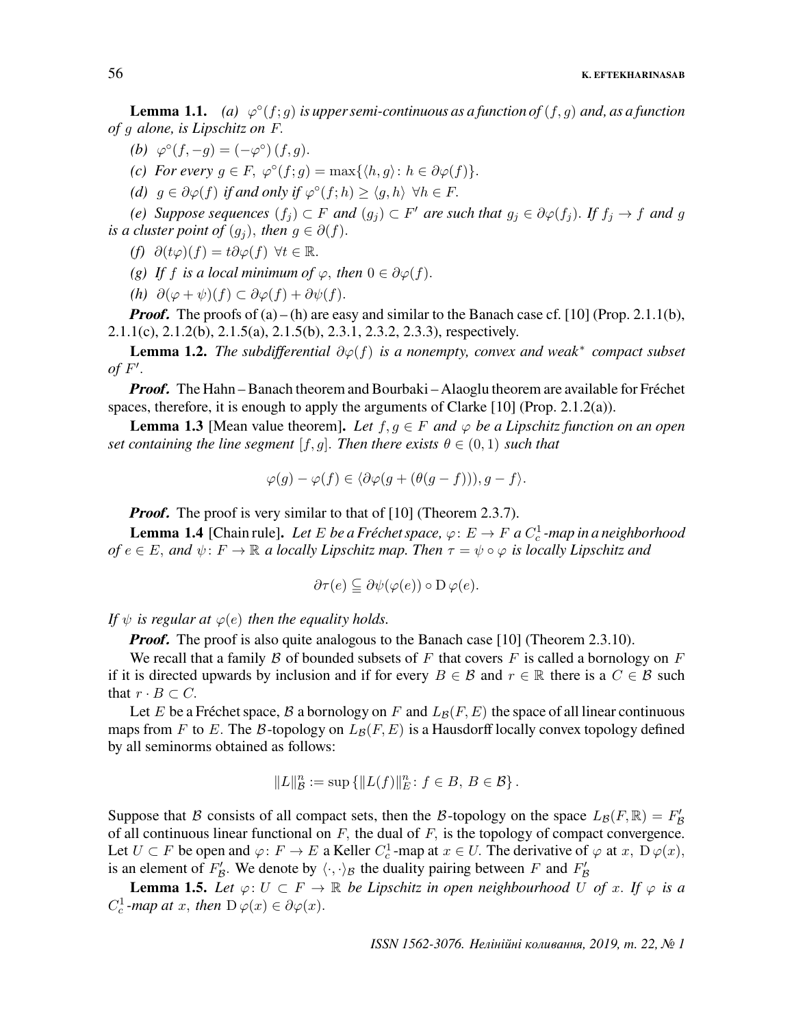**Lemma 1.1.** *(a) $\varphi^\circ(f;g)$ is upper semi-continuous as a function of $(f,g)$ and, as a function of $g$ alone, is Lipschitz on $F$.*

*(b) $\varphi^\circ(f,-g) = (-\varphi^\circ)(f,g)$.*

*(c) For every $g \in F$, $\varphi^\circ(f;g) = \max\{\langle h, g\rangle : h \in \partial\varphi(f)\}$.*

*(d) $g \in \partial\varphi(f)$ if and only if $\varphi^\circ(f;h) \geq \langle g, h\rangle \ \forall h \in F$.*

*(e) Suppose sequences $(f_j) \subset F$ and $(g_j) \subset F'$ are such that $g_j \in \partial\varphi(f_j)$. If $f_j \to f$ and $g$ is a cluster point of $(g_j)$, then $g \in \partial(f)$.*

*(f) $\partial(t\varphi)(f) = t\partial\varphi(f) \ \forall t \in \mathbb{R}$.*

*(g) If $f$ is a local minimum of $\varphi$, then $0 \in \partial\varphi(f)$.*

*(h) $\partial(\varphi + \psi)(f) \subset \partial\varphi(f) + \partial\psi(f)$.*

***Proof.*** The proofs of (a) – (h) are easy and similar to the Banach case cf. [10] (Prop. 2.1.1(b), 2.1.1(c), 2.1.2(b), 2.1.5(a), 2.1.5(b), 2.3.1, 2.3.2, 2.3.3), respectively.

**Lemma 1.2.** *The subdifferential $\partial\varphi(f)$ is a nonempty, convex and weak$^*$ compact subset of $F'$.*

***Proof.*** The Hahn – Banach theorem and Bourbaki – Alaoglu theorem are available for Fréchet spaces, therefore, it is enough to apply the arguments of Clarke [10] (Prop. 2.1.2(a)).

**Lemma 1.3** [Mean value theorem]**.** *Let $f, g \in F$ and $\varphi$ be a Lipschitz function on an open set containing the line segment $[f, g]$. Then there exists $\theta \in (0,1)$ such that*

$$\varphi(g) - \varphi(f) \in \langle \partial\varphi(g + (\theta(g-f))), g - f\rangle.$$

***Proof.*** The proof is very similar to that of [10] (Theorem 2.3.7).

**Lemma 1.4** [Chain rule]**.** *Let $E$ be a Fréchet space, $\varphi\colon E \to F$ a $C^1_c$-map in a neighborhood of $e \in E$, and $\psi\colon F \to \mathbb{R}$ a locally Lipschitz map. Then $\tau = \psi \circ \varphi$ is locally Lipschitz and*

$$\partial\tau(e) \subseteqq \partial\psi(\varphi(e)) \circ \mathrm{D}\,\varphi(e).$$

*If $\psi$ is regular at $\varphi(e)$ then the equality holds.*

***Proof.*** The proof is also quite analogous to the Banach case [10] (Theorem 2.3.10).

We recall that a family $\mathcal{B}$ of bounded subsets of $F$ that covers $F$ is called a bornology on $F$ if it is directed upwards by inclusion and if for every $B \in \mathcal{B}$ and $r \in \mathbb{R}$ there is a $C \in \mathcal{B}$ such that $r \cdot B \subset C$.

Let $E$ be a Fréchet space, $\mathcal{B}$ a bornology on $F$ and $L_{\mathcal{B}}(F, E)$ the space of all linear continuous maps from $F$ to $E$. The $\mathcal{B}$-topology on $L_{\mathcal{B}}(F, E)$ is a Hausdorff locally convex topology defined by all seminorms obtained as follows:

$$\|L\|^n_{\mathcal{B}} := \sup\left\{\|L(f)\|^n_E \colon f \in B,\ B \in \mathcal{B}\right\}.$$

Suppose that $\mathcal{B}$ consists of all compact sets, then the $\mathcal{B}$-topology on the space $L_{\mathcal{B}}(F, \mathbb{R}) = F'_{\mathcal{B}}$ of all continuous linear functional on $F$, the dual of $F$, is the topology of compact convergence. Let $U \subset F$ be open and $\varphi\colon F \to E$ a Keller $C^1_c$-map at $x \in U$. The derivative of $\varphi$ at $x$, $\mathrm{D}\,\varphi(x)$, is an element of $F'_{\mathcal{B}}$. We denote by $\langle\cdot,\cdot\rangle_{\mathcal{B}}$ the duality pairing between $F$ and $F'_{\mathcal{B}}$

**Lemma 1.5.** *Let $\varphi\colon U \subset F \to \mathbb{R}$ be Lipschitz in open neighbourhood $U$ of $x$. If $\varphi$ is a $C^1_c$-map at $x$, then $\mathrm{D}\,\varphi(x) \in \partial\varphi(x)$.*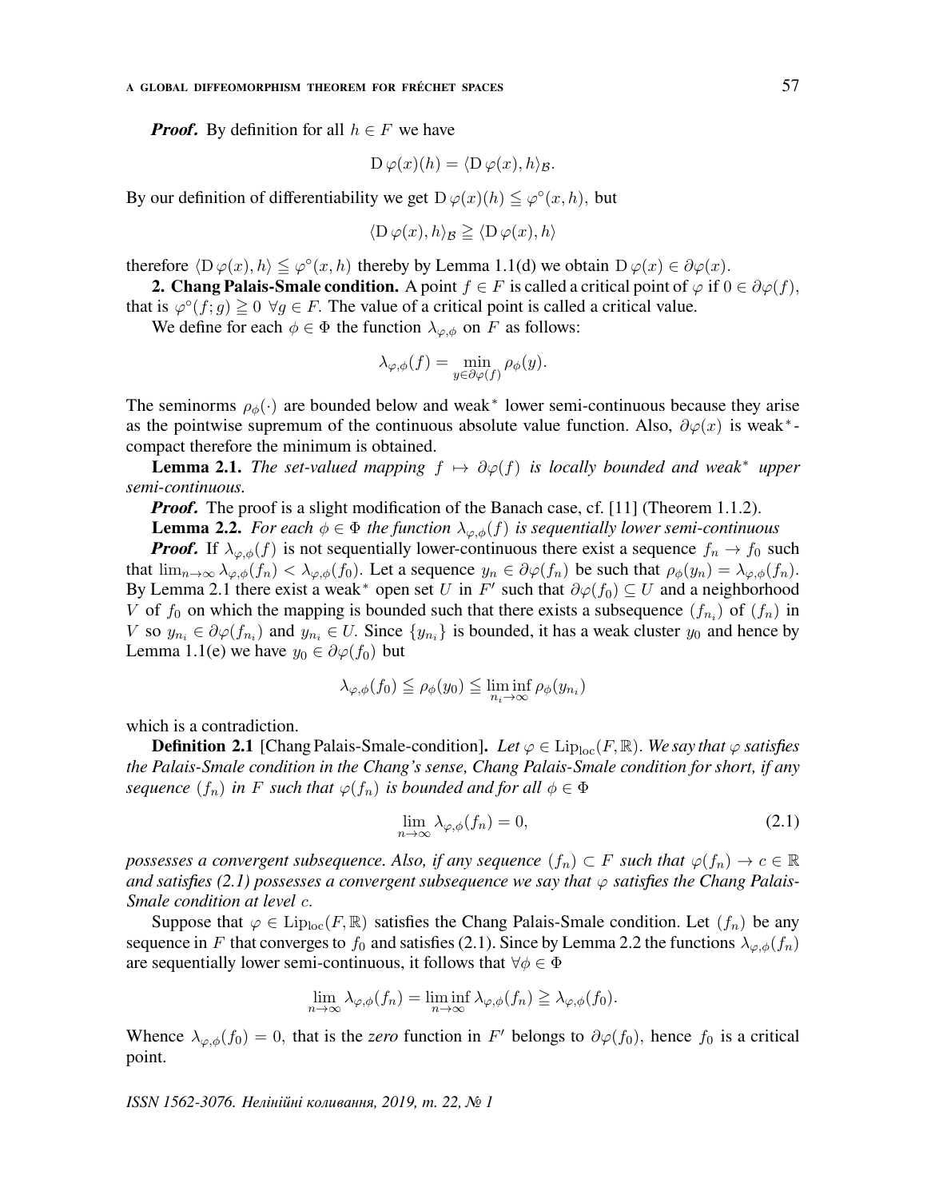***Proof.*** By definition for all $h \in F$ we have

$$\mathrm{D}\,\varphi(x)(h) = \langle \mathrm{D}\,\varphi(x), h \rangle_{\mathcal{B}}.$$

By our definition of differentiability we get $\mathrm{D}\,\varphi(x)(h) \leqq \varphi^{\circ}(x, h),$ but

$$\langle \mathrm{D}\,\varphi(x), h \rangle_{\mathcal{B}} \geqq \langle \mathrm{D}\,\varphi(x), h \rangle$$

therefore $\langle \mathrm{D}\,\varphi(x), h \rangle \leqq \varphi^{\circ}(x, h)$ thereby by Lemma 1.1(d) we obtain $\mathrm{D}\,\varphi(x) \in \partial\varphi(x)$.

**2. Chang Palais-Smale condition.** A point $f \in F$ is called a critical point of $\varphi$ if $0 \in \partial\varphi(f)$, that is $\varphi^{\circ}(f; g) \geqq 0 \;\; \forall g \in F$. The value of a critical point is called a critical value.

We define for each $\phi \in \Phi$ the function $\lambda_{\varphi,\phi}$ on $F$ as follows:

$$\lambda_{\varphi,\phi}(f) = \min_{y \in \partial\varphi(f)} \rho_{\phi}(y).$$

The seminorms $\rho_{\phi}(\cdot)$ are bounded below and weak$^*$ lower semi-continuous because they arise as the pointwise supremum of the continuous absolute value function. Also, $\partial\varphi(x)$ is weak$^*$-compact therefore the minimum is obtained.

**Lemma 2.1.** *The set-valued mapping $f \mapsto \partial\varphi(f)$ is locally bounded and weak$^*$ upper semi-continuous.*

***Proof.*** The proof is a slight modification of the Banach case, cf. [11] (Theorem 1.1.2).

**Lemma 2.2.** *For each $\phi \in \Phi$ the function $\lambda_{\varphi,\phi}(f)$ is sequentially lower semi-continuous*

***Proof.*** If $\lambda_{\varphi,\phi}(f)$ is not sequentially lower-continuous there exist a sequence $f_n \to f_0$ such that $\lim_{n\to\infty} \lambda_{\varphi,\phi}(f_n) < \lambda_{\varphi,\phi}(f_0)$. Let a sequence $y_n \in \partial\varphi(f_n)$ be such that $\rho_{\phi}(y_n) = \lambda_{\varphi,\phi}(f_n)$. By Lemma 2.1 there exist a weak$^*$ open set $U$ in $F'$ such that $\partial\varphi(f_0) \subseteq U$ and a neighborhood $V$ of $f_0$ on which the mapping is bounded such that there exists a subsequence $(f_{n_i})$ of $(f_n)$ in $V$ so $y_{n_i} \in \partial\varphi(f_{n_i})$ and $y_{n_i} \in U$. Since $\{y_{n_i}\}$ is bounded, it has a weak cluster $y_0$ and hence by Lemma 1.1(e) we have $y_0 \in \partial\varphi(f_0)$ but

$$\lambda_{\varphi,\phi}(f_0) \leqq \rho_{\phi}(y_0) \leqq \liminf_{n_i\to\infty} \rho_{\phi}(y_{n_i})$$

which is a contradiction.

**Definition 2.1** [Chang Palais-Smale-condition]. *Let $\varphi \in \mathrm{Lip}_{\mathrm{loc}}(F, \mathbb{R})$. We say that $\varphi$ satisfies the Palais-Smale condition in the Chang's sense, Chang Palais-Smale condition for short, if any sequence $(f_n)$ in $F$ such that $\varphi(f_n)$ is bounded and for all $\phi \in \Phi$*

$$\lim_{n\to\infty} \lambda_{\varphi,\phi}(f_n) = 0, \tag{2.1}$$

*possesses a convergent subsequence. Also, if any sequence $(f_n) \subset F$ such that $\varphi(f_n) \to c \in \mathbb{R}$ and satisfies (2.1) possesses a convergent subsequence we say that $\varphi$ satisfies the Chang Palais-Smale condition at level $c$.*

Suppose that $\varphi \in \mathrm{Lip}_{\mathrm{loc}}(F, \mathbb{R})$ satisfies the Chang Palais-Smale condition. Let $(f_n)$ be any sequence in $F$ that converges to $f_0$ and satisfies (2.1). Since by Lemma 2.2 the functions $\lambda_{\varphi,\phi}(f_n)$ are sequentially lower semi-continuous, it follows that $\forall \phi \in \Phi$

$$\lim_{n\to\infty} \lambda_{\varphi,\phi}(f_n) = \liminf_{n\to\infty} \lambda_{\varphi,\phi}(f_n) \geqq \lambda_{\varphi,\phi}(f_0).$$

Whence $\lambda_{\varphi,\phi}(f_0) = 0$, that is the *zero* function in $F'$ belongs to $\partial\varphi(f_0)$, hence $f_0$ is a critical point.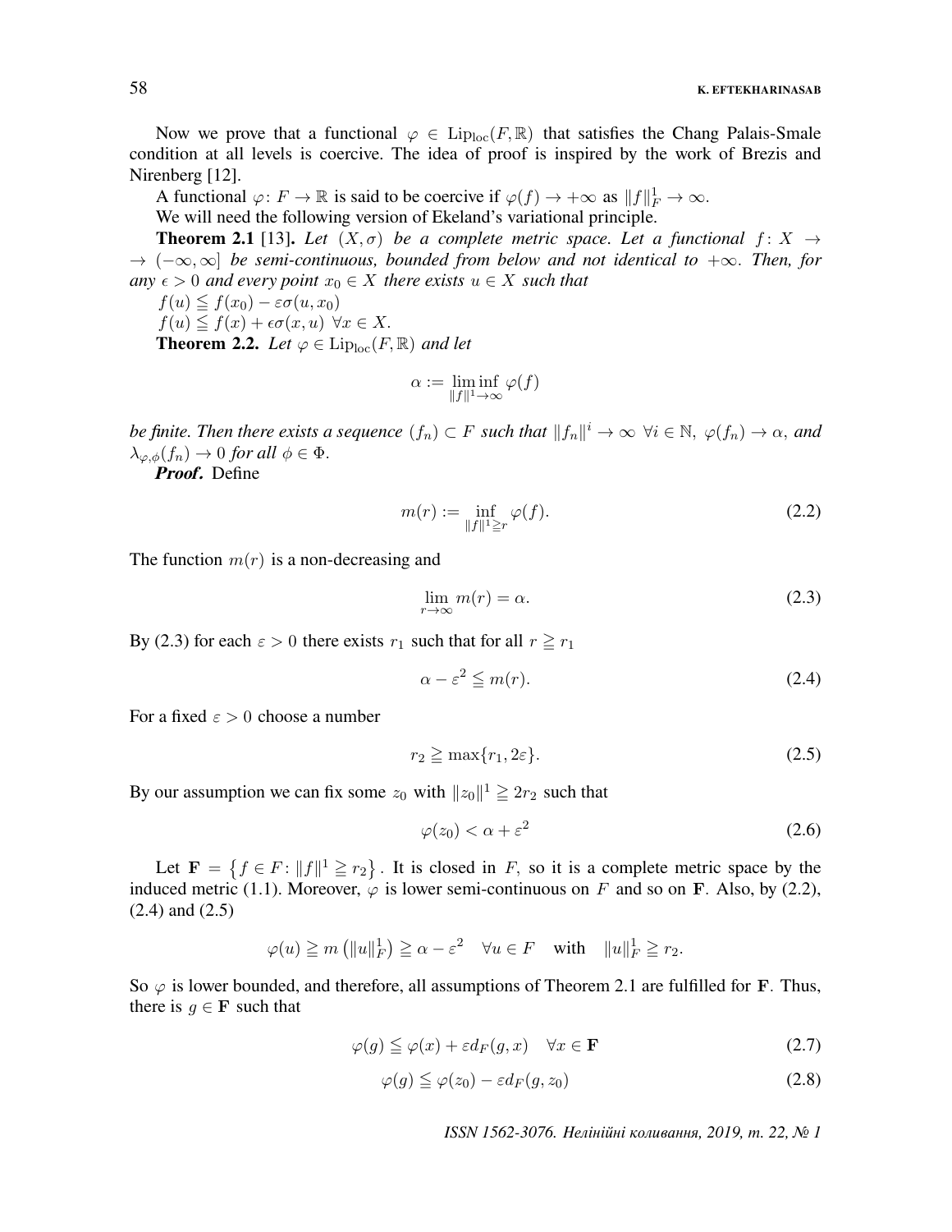Now we prove that a functional $\varphi \in \mathrm{Lip}_{\mathrm{loc}}(F, \mathbb{R})$ that satisfies the Chang Palais-Smale condition at all levels is coercive. The idea of proof is inspired by the work of Brezis and Nirenberg [12].

A functional $\varphi \colon F \to \mathbb{R}$ is said to be coercive if $\varphi(f) \to +\infty$ as $\|f\|_F^1 \to \infty$.

We will need the following version of Ekeland's variational principle.

**Theorem 2.1** [13]**.** *Let $(X, \sigma)$ be a complete metric space. Let a functional $f \colon X \to (-\infty, \infty]$ be semi-continuous, bounded from below and not identical to $+\infty$. Then, for any $\epsilon > 0$ and every point $x_0 \in X$ there exists $u \in X$ such that*

$f(u) \leqq f(x_0) - \varepsilon\sigma(u, x_0)$

$f(u) \leqq f(x) + \epsilon\sigma(x, u) \ \ \forall x \in X.$

**Theorem 2.2.** *Let $\varphi \in \mathrm{Lip}_{\mathrm{loc}}(F, \mathbb{R})$ and let*

$$\alpha := \liminf_{\|f\|^1 \to \infty} \varphi(f)$$

*be finite. Then there exists a sequence $(f_n) \subset F$ such that $\|f_n\|^i \to \infty \ \forall i \in \mathbb{N}, \ \varphi(f_n) \to \alpha$, and $\lambda_{\varphi,\phi}(f_n) \to 0$ for all $\phi \in \Phi$.*

***Proof.*** Define

$$m(r) := \inf_{\|f\|^1 \geqq r} \varphi(f). \tag{2.2}$$

The function $m(r)$ is a non-decreasing and

$$\lim_{r \to \infty} m(r) = \alpha. \tag{2.3}$$

By (2.3) for each $\varepsilon > 0$ there exists $r_1$ such that for all $r \geqq r_1$

$$\alpha - \varepsilon^2 \leqq m(r). \tag{2.4}$$

For a fixed $\varepsilon > 0$ choose a number

$$r_2 \geqq \max\{r_1, 2\varepsilon\}. \tag{2.5}$$

By our assumption we can fix some $z_0$ with $\|z_0\|^1 \geqq 2r_2$ such that

$$\varphi(z_0) < \alpha + \varepsilon^2 \tag{2.6}$$

Let $\mathbf{F} = \left\{ f \in F \colon \|f\|^1 \geqq r_2 \right\}$. It is closed in $F$, so it is a complete metric space by the induced metric (1.1). Moreover, $\varphi$ is lower semi-continuous on $F$ and so on $\mathbf{F}$. Also, by (2.2), (2.4) and (2.5)

$$\varphi(u) \geqq m\left(\|u\|_F^1\right) \geqq \alpha - \varepsilon^2 \quad \forall u \in F \quad \text{with} \quad \|u\|_F^1 \geqq r_2.$$

So $\varphi$ is lower bounded, and therefore, all assumptions of Theorem 2.1 are fulfilled for $\mathbf{F}$. Thus, there is $g \in \mathbf{F}$ such that

$$\varphi(g) \leqq \varphi(x) + \varepsilon d_F(g, x) \quad \forall x \in \mathbf{F} \tag{2.7}$$

$$\varphi(g) \leqq \varphi(z_0) - \varepsilon d_F(g, z_0) \tag{2.8}$$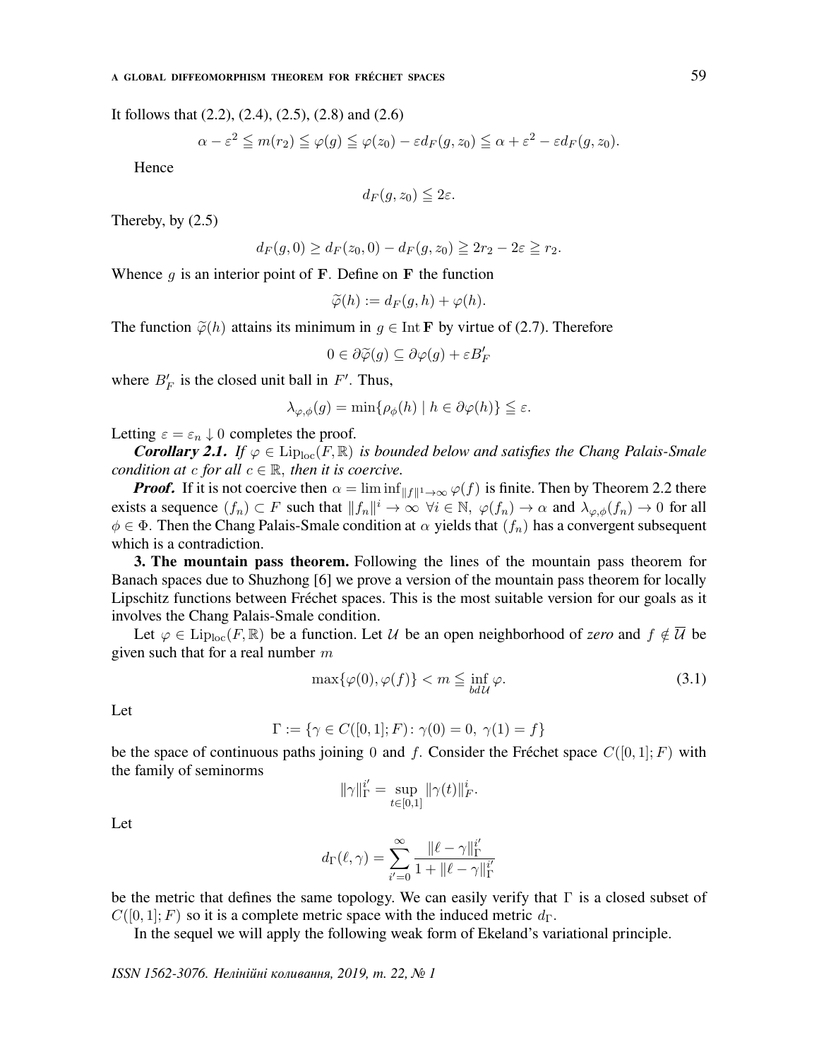It follows that (2.2), (2.4), (2.5), (2.8) and (2.6)

$$\alpha - \varepsilon^2 \leqq m(r_2) \leqq \varphi(g) \leqq \varphi(z_0) - \varepsilon d_F(g, z_0) \leqq \alpha + \varepsilon^2 - \varepsilon d_F(g, z_0).$$

Hence

$$d_F(g, z_0) \leqq 2\varepsilon.$$

Thereby, by (2.5)

$$d_F(g, 0) \geq d_F(z_0, 0) - d_F(g, z_0) \geqq 2r_2 - 2\varepsilon \geqq r_2.$$

Whence $g$ is an interior point of $\mathbf{F}$. Define on $\mathbf{F}$ the function

$$\widetilde{\varphi}(h) := d_F(g, h) + \varphi(h).$$

The function $\widetilde{\varphi}(h)$ attains its minimum in $g \in \operatorname{Int} \mathbf{F}$ by virtue of (2.7). Therefore

$$0 \in \partial\widetilde{\varphi}(g) \subseteq \partial\varphi(g) + \varepsilon B'_F$$

where $B'_F$ is the closed unit ball in $F'$. Thus,

$$\lambda_{\varphi,\phi}(g) = \min\{\rho_\phi(h) \mid h \in \partial\varphi(h)\} \leqq \varepsilon.$$

Letting $\varepsilon = \varepsilon_n \downarrow 0$ completes the proof.

***Corollary 2.1.*** *If $\varphi \in \operatorname{Lip}_{\mathrm{loc}}(F, \mathbb{R})$ is bounded below and satisfies the Chang Palais-Smale condition at $c$ for all $c \in \mathbb{R}$, then it is coercive.*

***Proof.*** If it is not coercive then $\alpha = \liminf_{\|f\|^1 \to \infty} \varphi(f)$ is finite. Then by Theorem 2.2 there exists a sequence $(f_n) \subset F$ such that $\|f_n\|^i \to \infty \ \forall i \in \mathbb{N}$, $\varphi(f_n) \to \alpha$ and $\lambda_{\varphi,\phi}(f_n) \to 0$ for all $\phi \in \Phi$. Then the Chang Palais-Smale condition at $\alpha$ yields that $(f_n)$ has a convergent subsequent which is a contradiction.

**3. The mountain pass theorem.** Following the lines of the mountain pass theorem for Banach spaces due to Shuzhong [6] we prove a version of the mountain pass theorem for locally Lipschitz functions between Fréchet spaces. This is the most suitable version for our goals as it involves the Chang Palais-Smale condition.

Let $\varphi \in \operatorname{Lip}_{\mathrm{loc}}(F, \mathbb{R})$ be a function. Let $\mathcal{U}$ be an open neighborhood of *zero* and $f \notin \overline{\mathcal{U}}$ be given such that for a real number $m$

$$\max\{\varphi(0), \varphi(f)\} < m \leqq \inf_{bd\,\mathcal{U}} \varphi. \tag{3.1}$$

Let

$$\Gamma := \{\gamma \in C([0,1]; F) \colon \gamma(0) = 0,\ \gamma(1) = f\}$$

be the space of continuous paths joining $0$ and $f$. Consider the Fréchet space $C([0,1]; F)$ with the family of seminorms

$$\|\gamma\|_\Gamma^{i'} = \sup_{t \in [0,1]} \|\gamma(t)\|_F^i.$$

Let

$$d_\Gamma(\ell, \gamma) = \sum_{i'=0}^{\infty} \frac{\|\ell - \gamma\|_\Gamma^{i'}}{1 + \|\ell - \gamma\|_\Gamma^{i'}}$$

be the metric that defines the same topology. We can easily verify that $\Gamma$ is a closed subset of $C([0,1]; F)$ so it is a complete metric space with the induced metric $d_\Gamma$.

In the sequel we will apply the following weak form of Ekeland's variational principle.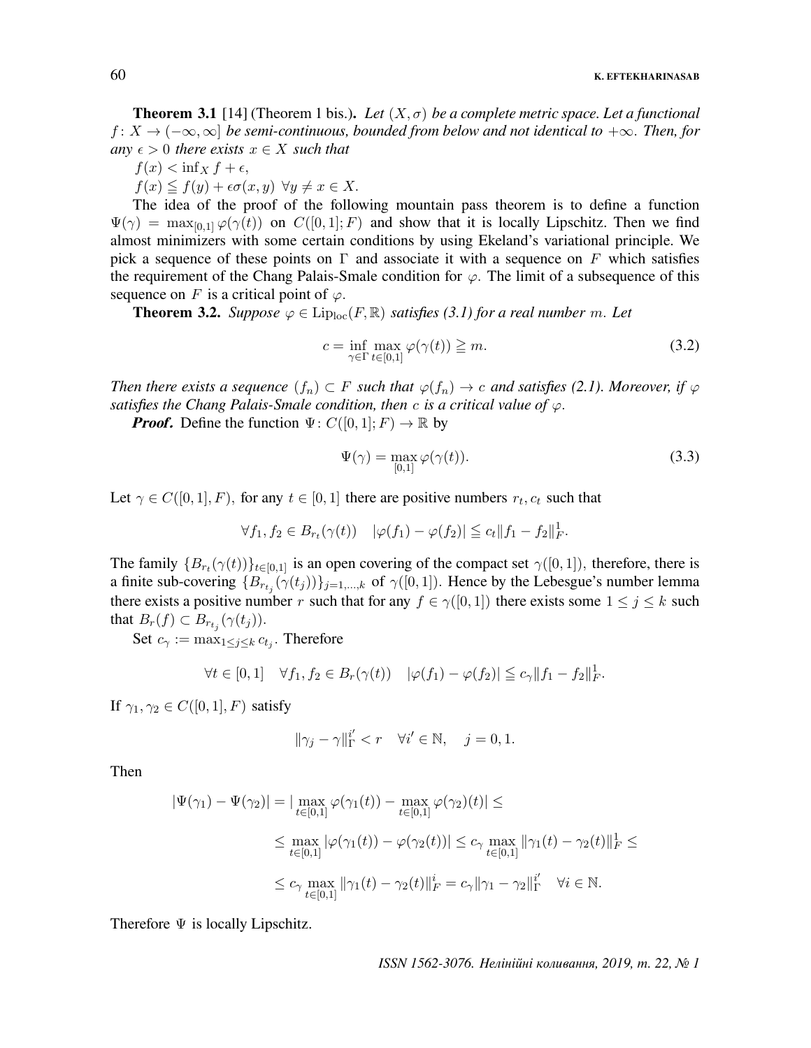**Theorem 3.1** [14] (Theorem 1 bis.). *Let $(X, \sigma)$ be a complete metric space. Let a functional $f\colon X \to (-\infty, \infty]$ be semi-continuous, bounded from below and not identical to $+\infty$. Then, for any $\epsilon > 0$ there exists $x \in X$ such that*

$f(x) < \inf_X f + \epsilon$,

$f(x) \leqq f(y) + \epsilon\sigma(x, y) \;\; \forall y \neq x \in X$.

The idea of the proof of the following mountain pass theorem is to define a function $\Psi(\gamma) = \max_{[0,1]} \varphi(\gamma(t))$ on $C([0,1]; F)$ and show that it is locally Lipschitz. Then we find almost minimizers with some certain conditions by using Ekeland's variational principle. We pick a sequence of these points on $\Gamma$ and associate it with a sequence on $F$ which satisfies the requirement of the Chang Palais-Smale condition for $\varphi$. The limit of a subsequence of this sequence on $F$ is a critical point of $\varphi$.

**Theorem 3.2.** *Suppose $\varphi \in \mathrm{Lip}_{\mathrm{loc}}(F, \mathbb{R})$ satisfies (3.1) for a real number $m$. Let*

$$c = \inf_{\gamma \in \Gamma} \max_{t \in [0,1]} \varphi(\gamma(t)) \geqq m. \tag{3.2}$$

*Then there exists a sequence $(f_n) \subset F$ such that $\varphi(f_n) \to c$ and satisfies (2.1). Moreover, if $\varphi$ satisfies the Chang Palais-Smale condition, then $c$ is a critical value of $\varphi$.*

***Proof.*** Define the function $\Psi\colon C([0,1]; F) \to \mathbb{R}$ by

$$\Psi(\gamma) = \max_{[0,1]} \varphi(\gamma(t)). \tag{3.3}$$

Let $\gamma \in C([0,1], F)$, for any $t \in [0,1]$ there are positive numbers $r_t, c_t$ such that

$$\forall f_1, f_2 \in B_{r_t}(\gamma(t)) \quad |\varphi(f_1) - \varphi(f_2)| \leqq c_t \|f_1 - f_2\|_F^1.$$

The family $\{B_{r_t}(\gamma(t))\}_{t \in [0,1]}$ is an open covering of the compact set $\gamma([0,1])$, therefore, there is a finite sub-covering $\{B_{r_{t_j}}(\gamma(t_j))\}_{j=1,\ldots,k}$ of $\gamma([0,1])$. Hence by the Lebesgue's number lemma there exists a positive number $r$ such that for any $f \in \gamma([0,1])$ there exists some $1 \leq j \leq k$ such that $B_r(f) \subset B_{r_{t_j}}(\gamma(t_j))$.

Set $c_\gamma := \max_{1 \leq j \leq k} c_{t_j}$. Therefore

$$\forall t \in [0,1] \quad \forall f_1, f_2 \in B_r(\gamma(t)) \quad |\varphi(f_1) - \varphi(f_2)| \leqq c_\gamma \|f_1 - f_2\|_F^1.$$

If $\gamma_1, \gamma_2 \in C([0,1], F)$ satisfy

$$\|\gamma_j - \gamma\|_\Gamma^{i'} < r \quad \forall i' \in \mathbb{N}, \quad j = 0, 1.$$

Then

$$\begin{aligned} |\Psi(\gamma_1) - \Psi(\gamma_2)| &= |\max_{t \in [0,1]} \varphi(\gamma_1(t)) - \max_{t \in [0,1]} \varphi(\gamma_2)(t)| \leq \\ &\leq \max_{t \in [0,1]} |\varphi(\gamma_1(t)) - \varphi(\gamma_2(t))| \leq c_\gamma \max_{t \in [0,1]} \|\gamma_1(t) - \gamma_2(t)\|_F^1 \leq \\ &\leq c_\gamma \max_{t \in [0,1]} \|\gamma_1(t) - \gamma_2(t)\|_F^i = c_\gamma \|\gamma_1 - \gamma_2\|_\Gamma^{i'} \quad \forall i \in \mathbb{N}. \end{aligned}$$

Therefore $\Psi$ is locally Lipschitz.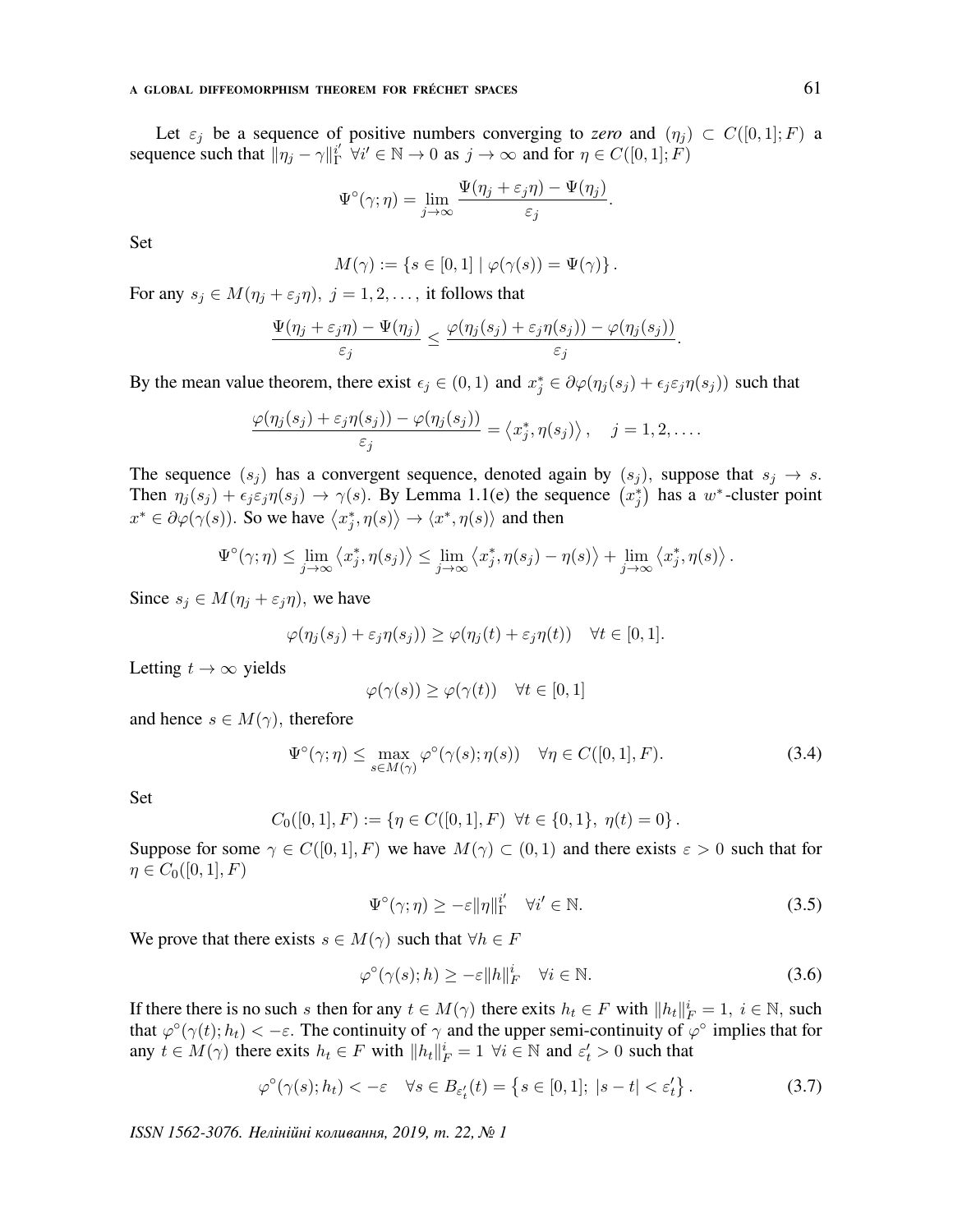Let $\varepsilon_j$ be a sequence of positive numbers converging to *zero* and $(\eta_j) \subset C([0,1];F)$ a sequence such that $\|\eta_j - \gamma\|_\Gamma^{i'}$ $\forall i' \in \mathbb{N} \to 0$ as $j \to \infty$ and for $\eta \in C([0,1];F)$

$$\Psi^\circ(\gamma;\eta) = \lim_{j\to\infty} \frac{\Psi(\eta_j + \varepsilon_j \eta) - \Psi(\eta_j)}{\varepsilon_j}.$$

Set

$$M(\gamma) := \{s \in [0,1] \mid \varphi(\gamma(s)) = \Psi(\gamma)\}.$$

For any $s_j \in M(\eta_j + \varepsilon_j \eta),\ j = 1, 2, \ldots,$ it follows that

$$\frac{\Psi(\eta_j + \varepsilon_j \eta) - \Psi(\eta_j)}{\varepsilon_j} \le \frac{\varphi(\eta_j(s_j) + \varepsilon_j \eta(s_j)) - \varphi(\eta_j(s_j))}{\varepsilon_j}.$$

By the mean value theorem, there exist $\epsilon_j \in (0,1)$ and $x_j^* \in \partial\varphi(\eta_j(s_j) + \epsilon_j \varepsilon_j \eta(s_j))$ such that

$$\frac{\varphi(\eta_j(s_j) + \varepsilon_j \eta(s_j)) - \varphi(\eta_j(s_j))}{\varepsilon_j} = \left\langle x_j^*, \eta(s_j) \right\rangle, \quad j = 1, 2, \ldots.$$

The sequence $(s_j)$ has a convergent sequence, denoted again by $(s_j)$, suppose that $s_j \to s$. Then $\eta_j(s_j) + \epsilon_j \varepsilon_j \eta(s_j) \to \gamma(s)$. By Lemma 1.1(e) the sequence $\left(x_j^*\right)$ has a $w^*$-cluster point $x^* \in \partial\varphi(\gamma(s))$. So we have $\left\langle x_j^*, \eta(s)\right\rangle \to \langle x^*, \eta(s)\rangle$ and then

$$\Psi^\circ(\gamma;\eta) \le \lim_{j\to\infty} \left\langle x_j^*, \eta(s_j)\right\rangle \le \lim_{j\to\infty} \left\langle x_j^*, \eta(s_j) - \eta(s)\right\rangle + \lim_{j\to\infty} \left\langle x_j^*, \eta(s)\right\rangle.$$

Since $s_j \in M(\eta_j + \varepsilon_j \eta)$, we have

$$\varphi(\eta_j(s_j) + \varepsilon_j \eta(s_j)) \ge \varphi(\eta_j(t) + \varepsilon_j \eta(t)) \quad \forall t \in [0,1].$$

Letting $t \to \infty$ yields

$$\varphi(\gamma(s)) \ge \varphi(\gamma(t)) \quad \forall t \in [0,1]$$

and hence $s \in M(\gamma)$, therefore

$$\Psi^\circ(\gamma;\eta) \le \max_{s\in M(\gamma)} \varphi^\circ(\gamma(s);\eta(s)) \quad \forall \eta \in C([0,1],F). \tag{3.4}$$

Set

$$C_0([0,1],F) := \{\eta \in C([0,1],F) \ \ \forall t \in \{0,1\},\ \eta(t) = 0\}.$$

Suppose for some $\gamma \in C([0,1],F)$ we have $M(\gamma) \subset (0,1)$ and there exists $\varepsilon > 0$ such that for $\eta \in C_0([0,1],F)$

$$\Psi^\circ(\gamma;\eta) \ge -\varepsilon \|\eta\|_\Gamma^{i'} \quad \forall i' \in \mathbb{N}. \tag{3.5}$$

We prove that there exists $s \in M(\gamma)$ such that $\forall h \in F$

$$\varphi^\circ(\gamma(s);h) \ge -\varepsilon \|h\|_F^{i} \quad \forall i \in \mathbb{N}. \tag{3.6}$$

If there there is no such $s$ then for any $t \in M(\gamma)$ there exits $h_t \in F$ with $\|h_t\|_F^i = 1,\ i \in \mathbb{N}$, such that $\varphi^\circ(\gamma(t);h_t) < -\varepsilon$. The continuity of $\gamma$ and the upper semi-continuity of $\varphi^\circ$ implies that for any $t \in M(\gamma)$ there exits $h_t \in F$ with $\|h_t\|_F^i = 1\ \forall i \in \mathbb{N}$ and $\varepsilon'_t > 0$ such that

$$\varphi^\circ(\gamma(s);h_t) < -\varepsilon \quad \forall s \in B_{\varepsilon'_t}(t) = \left\{s \in [0,1];\ |s - t| < \varepsilon'_t\right\}. \tag{3.7}$$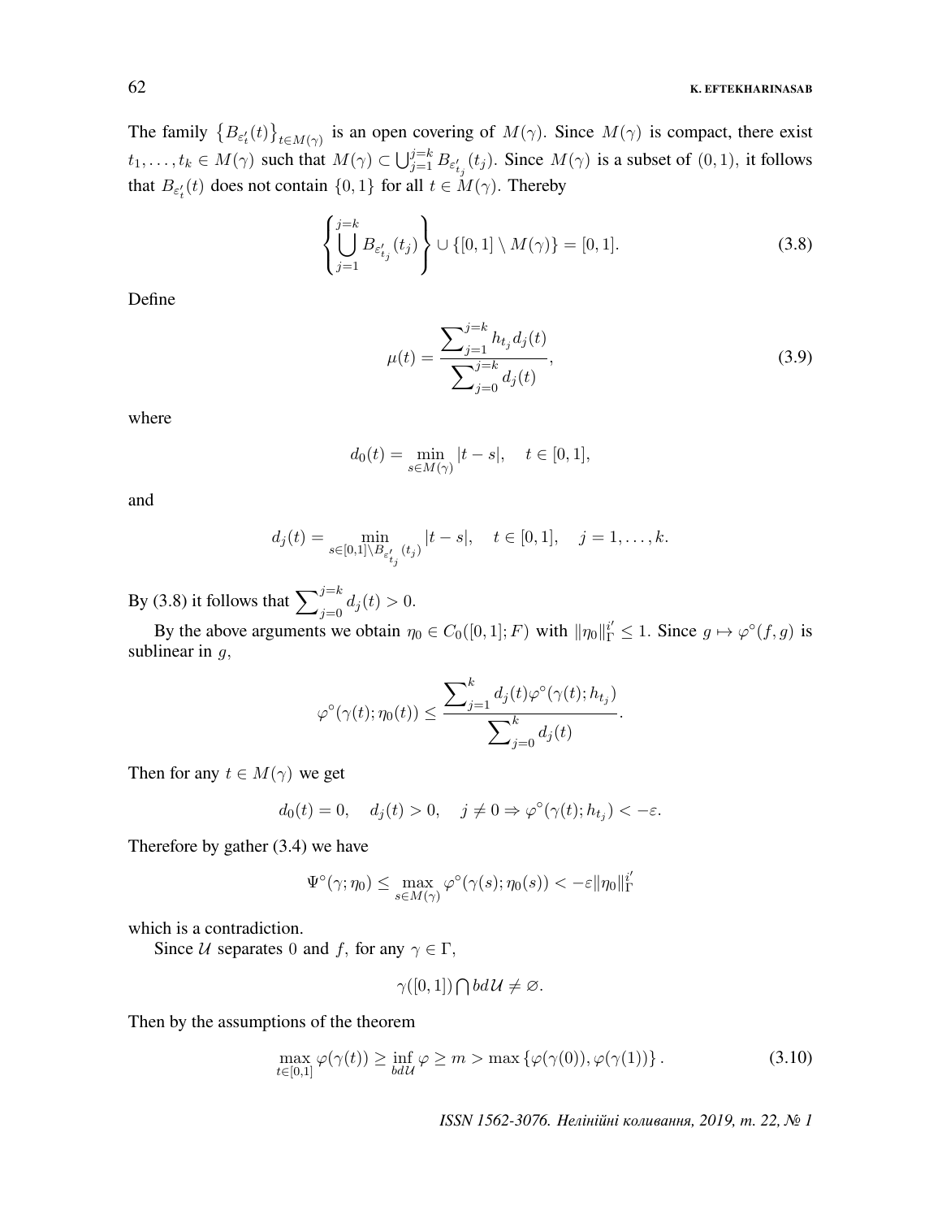The family $\left\{B_{\varepsilon'_t}(t)\right\}_{t\in M(\gamma)}$ is an open covering of $M(\gamma)$. Since $M(\gamma)$ is compact, there exist $t_1,\ldots,t_k \in M(\gamma)$ such that $M(\gamma) \subset \bigcup_{j=1}^{j=k} B_{\varepsilon'_{t_j}}(t_j)$. Since $M(\gamma)$ is a subset of $(0,1)$, it follows that $B_{\varepsilon'_t}(t)$ does not contain $\{0,1\}$ for all $t \in M(\gamma)$. Thereby

$$\left\{\bigcup_{j=1}^{j=k} B_{\varepsilon'_{t_j}}(t_j)\right\} \cup \{[0,1]\setminus M(\gamma)\} = [0,1]. \tag{3.8}$$

Define

$$\mu(t) = \frac{\sum_{j=1}^{j=k} h_{t_j} d_j(t)}{\sum_{j=0}^{j=k} d_j(t)}, \tag{3.9}$$

where

$$d_0(t) = \min_{s\in M(\gamma)} |t-s|, \quad t\in[0,1],$$

and

$$d_j(t) = \min_{s\in[0,1]\setminus B_{\varepsilon'_{t_j}}(t_j)} |t-s|, \quad t\in[0,1], \quad j=1,\ldots,k.$$

By (3.8) it follows that $\sum_{j=0}^{j=k} d_j(t) > 0$.

By the above arguments we obtain $\eta_0 \in C_0([0,1];F)$ with $\|\eta_0\|_\Gamma^{i'} \le 1$. Since $g \mapsto \varphi^\circ(f,g)$ is sublinear in $g$,

$$\varphi^\circ(\gamma(t);\eta_0(t)) \le \frac{\sum_{j=1}^{k} d_j(t)\varphi^\circ(\gamma(t);h_{t_j})}{\sum_{j=0}^{k} d_j(t)}.$$

Then for any $t\in M(\gamma)$ we get

$$d_0(t)=0, \quad d_j(t)>0, \quad j\neq 0 \Rightarrow \varphi^\circ(\gamma(t);h_{t_j}) < -\varepsilon.$$

Therefore by gather (3.4) we have

$$\Psi^\circ(\gamma;\eta_0) \le \max_{s\in M(\gamma)} \varphi^\circ(\gamma(s);\eta_0(s)) < -\varepsilon\|\eta_0\|_\Gamma^{i'}$$

which is a contradiction.

Since $\mathcal{U}$ separates $0$ and $f$, for any $\gamma\in\Gamma$,

$$\gamma([0,1]) \bigcap bd\,\mathcal{U} \neq \varnothing.$$

Then by the assumptions of the theorem

$$\max_{t\in[0,1]} \varphi(\gamma(t)) \ge \inf_{bd\,\mathcal{U}} \varphi \ge m > \max\{\varphi(\gamma(0)), \varphi(\gamma(1))\}. \tag{3.10}$$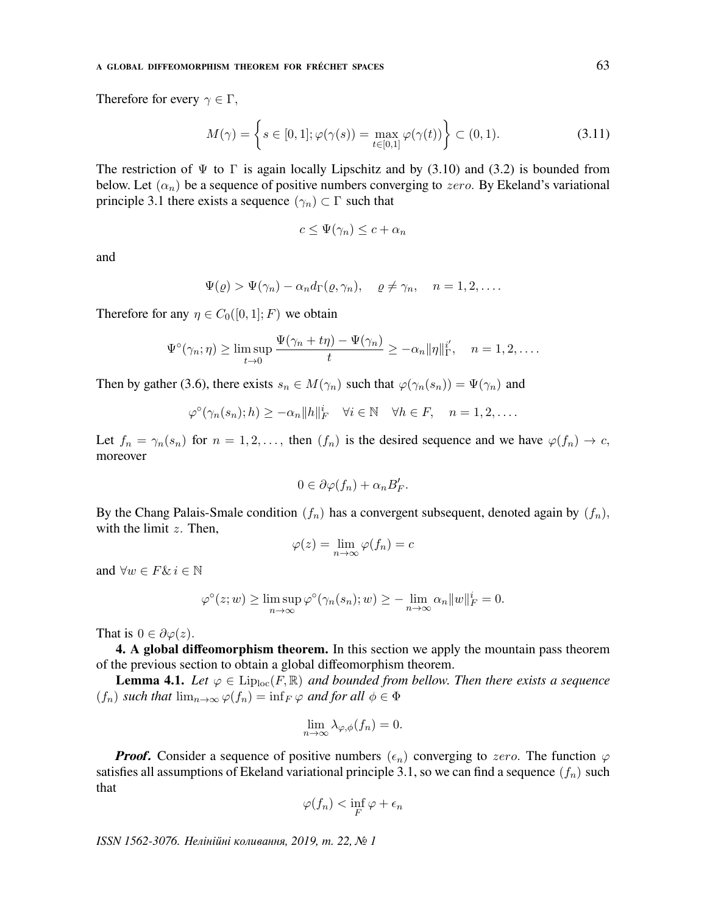Therefore for every $\gamma \in \Gamma$,

$$M(\gamma) = \left\{ s \in [0,1]; \varphi(\gamma(s)) = \max_{t\in[0,1]} \varphi(\gamma(t)) \right\} \subset (0,1). \tag{3.11}$$

The restriction of $\Psi$ to $\Gamma$ is again locally Lipschitz and by (3.10) and (3.2) is bounded from below. Let $(\alpha_n)$ be a sequence of positive numbers converging to $zero$. By Ekeland's variational principle 3.1 there exists a sequence $(\gamma_n) \subset \Gamma$ such that

$$c \leq \Psi(\gamma_n) \leq c + \alpha_n$$

and

$$\Psi(\varrho) > \Psi(\gamma_n) - \alpha_n d_\Gamma(\varrho, \gamma_n), \quad \varrho \neq \gamma_n, \quad n = 1, 2, \ldots.$$

Therefore for any $\eta \in C_0([0,1]; F)$ we obtain

$$\Psi^\circ(\gamma_n; \eta) \geq \limsup_{t\to 0} \frac{\Psi(\gamma_n + t\eta) - \Psi(\gamma_n)}{t} \geq -\alpha_n \|\eta\|_\Gamma^{i'}, \quad n = 1, 2, \ldots.$$

Then by gather (3.6), there exists $s_n \in M(\gamma_n)$ such that $\varphi(\gamma_n(s_n)) = \Psi(\gamma_n)$ and

$$\varphi^\circ(\gamma_n(s_n); h) \geq -\alpha_n \|h\|_F^i \quad \forall i \in \mathbb{N} \quad \forall h \in F, \quad n = 1, 2, \ldots.$$

Let $f_n = \gamma_n(s_n)$ for $n = 1, 2, \ldots$, then $(f_n)$ is the desired sequence and we have $\varphi(f_n) \to c$, moreover

$$0 \in \partial\varphi(f_n) + \alpha_n B'_F.$$

By the Chang Palais-Smale condition $(f_n)$ has a convergent subsequent, denoted again by $(f_n)$, with the limit $z$. Then,

$$\varphi(z) = \lim_{n\to\infty} \varphi(f_n) = c$$

and $\forall w \in F \,\&\, i \in \mathbb{N}$

$$\varphi^\circ(z; w) \geq \limsup_{n\to\infty} \varphi^\circ(\gamma_n(s_n); w) \geq -\lim_{n\to\infty} \alpha_n \|w\|_F^i = 0.$$

That is $0 \in \partial\varphi(z)$.

## 4. A global diffeomorphism theorem.

In this section we apply the mountain pass theorem of the previous section to obtain a global diffeomorphism theorem.

**Lemma 4.1.** *Let $\varphi \in \mathrm{Lip}_{\mathrm{loc}}(F, \mathbb{R})$ and bounded from bellow. Then there exists a sequence $(f_n)$ such that $\lim_{n\to\infty} \varphi(f_n) = \inf_F \varphi$ and for all $\phi \in \Phi$*

$$\lim_{n\to\infty} \lambda_{\varphi,\phi}(f_n) = 0.$$

***Proof.*** Consider a sequence of positive numbers $(\epsilon_n)$ converging to $zero$. The function $\varphi$ satisfies all assumptions of Ekeland variational principle 3.1, so we can find a sequence $(f_n)$ such that

$$\varphi(f_n) < \inf_F \varphi + \epsilon_n$$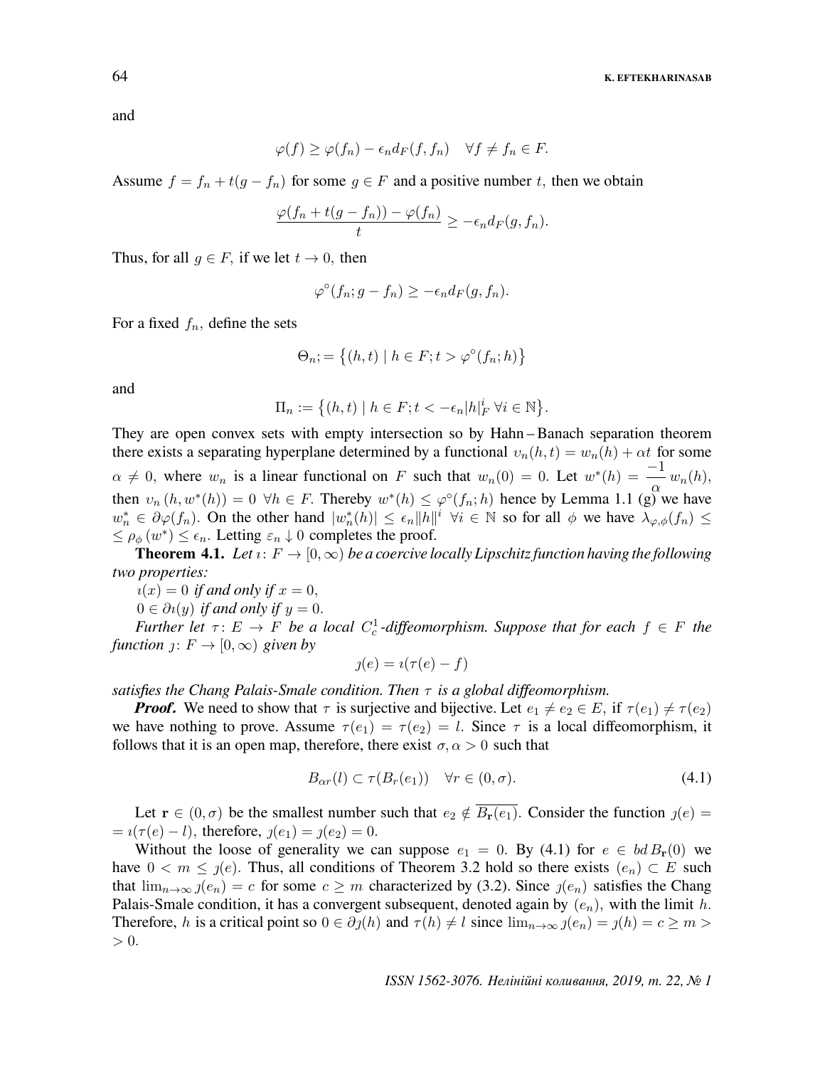and

$$\varphi(f) \geq \varphi(f_n) - \epsilon_n d_F(f, f_n) \quad \forall f \neq f_n \in F.$$

Assume $f = f_n + t(g - f_n)$ for some $g \in F$ and a positive number $t,$ then we obtain

$$\frac{\varphi(f_n + t(g - f_n)) - \varphi(f_n)}{t} \geq -\epsilon_n d_F(g, f_n).$$

Thus, for all $g \in F,$ if we let $t \to 0,$ then

$$\varphi^\circ(f_n; g - f_n) \geq -\epsilon_n d_F(g, f_n).$$

For a fixed $f_n,$ define the sets

$$\Theta_n ;= \big\{(h, t) \mid h \in F; t > \varphi^\circ(f_n; h)\big\}$$

and

$$\Pi_n := \big\{(h, t) \mid h \in F; t < -\epsilon_n |h|_F^i \ \forall i \in \mathbb{N}\big\}.$$

They are open convex sets with empty intersection so by Hahn – Banach separation theorem there exists a separating hyperplane determined by a functional $\upsilon_n(h, t) = w_n(h) + \alpha t$ for some $\alpha \neq 0,$ where $w_n$ is a linear functional on $F$ such that $w_n(0) = 0.$ Let $w^*(h) = \dfrac{-1}{\alpha} w_n(h),$ then $\upsilon_n(h, w^*(h)) = 0 \ \forall h \in F.$ Thereby $w^*(h) \leq \varphi^\circ(f_n; h)$ hence by Lemma 1.1 (g) we have $w_n^* \in \partial\varphi(f_n).$ On the other hand $|w_n^*(h)| \leq \epsilon_n \|h\|^i \ \forall i \in \mathbb{N}$ so for all $\phi$ we have $\lambda_{\varphi,\phi}(f_n) \leq \leq \rho_\phi(w^*) \leq \epsilon_n.$ Letting $\varepsilon_n \downarrow 0$ completes the proof.

**Theorem 4.1.** *Let $\imath \colon F \to [0, \infty)$ be a coercive locally Lipschitz function having the following two properties:*

*$\imath(x) = 0$ if and only if $x = 0,$*

*$0 \in \partial\imath(y)$ if and only if $y = 0.$*

*Further let $\tau \colon E \to F$ be a local $C_c^1$-diffeomorphism. Suppose that for each $f \in F$ the function $\jmath \colon F \to [0, \infty)$ given by*

$$\jmath(e) = \imath(\tau(e) - f)$$

*satisfies the Chang Palais-Smale condition. Then $\tau$ is a global diffeomorphism.*

***Proof.*** We need to show that $\tau$ is surjective and bijective. Let $e_1 \neq e_2 \in E,$ if $\tau(e_1) \neq \tau(e_2)$ we have nothing to prove. Assume $\tau(e_1) = \tau(e_2) = l.$ Since $\tau$ is a local diffeomorphism, it follows that it is an open map, therefore, there exist $\sigma, \alpha > 0$ such that

$$B_{\alpha r}(l) \subset \tau(B_r(e_1)) \quad \forall r \in (0, \sigma). \tag{4.1}$$

Let $\mathbf{r} \in (0, \sigma)$ be the smallest number such that $e_2 \notin \overline{B_{\mathbf{r}}(e_1)}.$ Consider the function $\jmath(e) = = \imath(\tau(e) - l),$ therefore, $\jmath(e_1) = \jmath(e_2) = 0.$

Without the loose of generality we can suppose $e_1 = 0.$ By (4.1) for $e \in bd\, B_{\mathbf{r}}(0)$ we have $0 < m \leq \jmath(e).$ Thus, all conditions of Theorem 3.2 hold so there exists $(e_n) \subset E$ such that $\lim_{n\to\infty} \jmath(e_n) = c$ for some $c \geq m$ characterized by (3.2). Since $\jmath(e_n)$ satisfies the Chang Palais-Smale condition, it has a convergent subsequent, denoted again by $(e_n),$ with the limit $h.$ Therefore, $h$ is a critical point so $0 \in \partial\jmath(h)$ and $\tau(h) \neq l$ since $\lim_{n\to\infty} \jmath(e_n) = \jmath(h) = c \geq m > > 0.$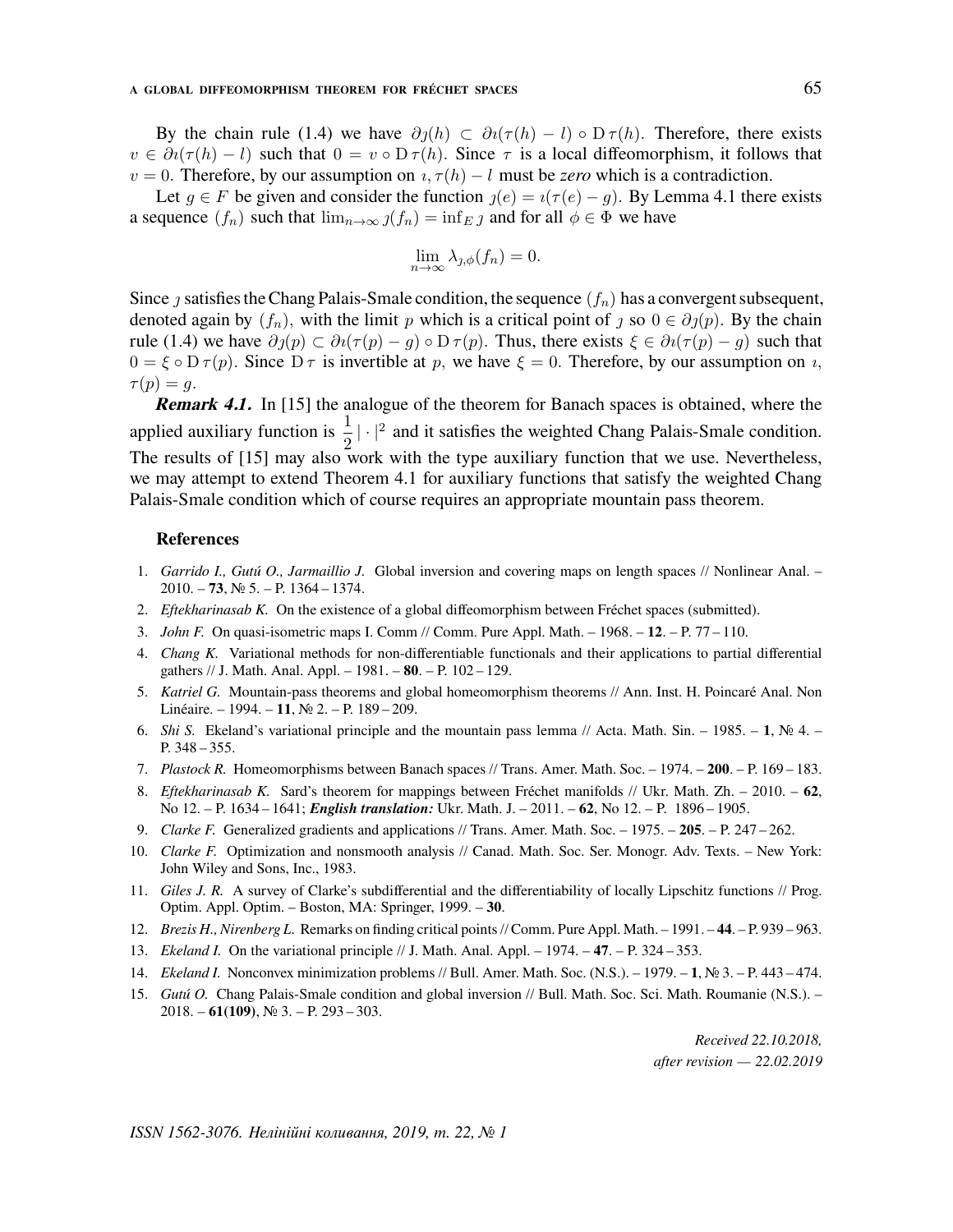By the chain rule (1.4) we have $\partial \jmath(h) \subset \partial \imath(\tau(h) - l) \circ \mathrm{D}\,\tau(h)$. Therefore, there exists $v \in \partial \imath(\tau(h) - l)$ such that $0 = v \circ \mathrm{D}\,\tau(h)$. Since $\tau$ is a local diffeomorphism, it follows that $v = 0$. Therefore, by our assumption on $\imath, \tau(h) - l$ must be *zero* which is a contradiction.

Let $g \in F$ be given and consider the function $\jmath(e) = \imath(\tau(e) - g)$. By Lemma 4.1 there exists a sequence $(f_n)$ such that $\lim_{n\to\infty} \jmath(f_n) = \inf_E \jmath$ and for all $\phi \in \Phi$ we have

$$\lim_{n\to\infty} \lambda_{\jmath,\phi}(f_n) = 0.$$

Since $\jmath$ satisfies the Chang Palais-Smale condition, the sequence $(f_n)$ has a convergent subsequent, denoted again by $(f_n)$, with the limit $p$ which is a critical point of $\jmath$ so $0 \in \partial \jmath(p)$. By the chain rule (1.4) we have $\partial \jmath(p) \subset \partial \imath(\tau(p) - g) \circ \mathrm{D}\,\tau(p)$. Thus, there exists $\xi \in \partial \imath(\tau(p) - g)$ such that $0 = \xi \circ \mathrm{D}\,\tau(p)$. Since $\mathrm{D}\,\tau$ is invertible at $p$, we have $\xi = 0$. Therefore, by our assumption on $\imath$, $\tau(p) = g$.

***Remark 4.1.*** In [15] the analogue of the theorem for Banach spaces is obtained, where the applied auxiliary function is $\dfrac{1}{2}|\cdot|^2$ and it satisfies the weighted Chang Palais-Smale condition. The results of [15] may also work with the type auxiliary function that we use. Nevertheless, we may attempt to extend Theorem 4.1 for auxiliary functions that satisfy the weighted Chang Palais-Smale condition which of course requires an appropriate mountain pass theorem.

## References

1. *Garrido I., Gutú O., Jarmaillio J.* Global inversion and covering maps on length spaces // Nonlinear Anal. – 2010. – **73**, № 5. – P. 1364 – 1374.
2. *Eftekharinasab K.* On the existence of a global diffeomorphism between Fréchet spaces (submitted).
3. *John F.* On quasi-isometric maps I. Comm // Comm. Pure Appl. Math. – 1968. – **12**. – P. 77 – 110.
4. *Chang K.* Variational methods for non-differentiable functionals and their applications to partial differential gathers // J. Math. Anal. Appl. – 1981. – **80**. – P. 102 – 129.
5. *Katriel G.* Mountain-pass theorems and global homeomorphism theorems // Ann. Inst. H. Poincaré Anal. Non Linéaire. – 1994. – **11**, № 2. – P. 189 – 209.
6. *Shi S.* Ekeland's variational principle and the mountain pass lemma // Acta. Math. Sin. – 1985. – **1**, № 4. – P. 348 – 355.
7. *Plastock R.* Homeomorphisms between Banach spaces // Trans. Amer. Math. Soc. – 1974. – **200**. – P. 169 – 183.
8. *Eftekharinasab K.* Sard's theorem for mappings between Fréchet manifolds // Ukr. Math. Zh. – 2010. – **62**, No 12. – P. 1634 – 1641; ***English translation:*** Ukr. Math. J. – 2011. – **62**, No 12. – P. 1896 – 1905.
9. *Clarke F.* Generalized gradients and applications // Trans. Amer. Math. Soc. – 1975. – **205**. – P. 247 – 262.
10. *Clarke F.* Optimization and nonsmooth analysis // Canad. Math. Soc. Ser. Monogr. Adv. Texts. – New York: John Wiley and Sons, Inc., 1983.
11. *Giles J. R.* A survey of Clarke's subdifferential and the differentiability of locally Lipschitz functions // Prog. Optim. Appl. Optim. – Boston, MA: Springer, 1999. – **30**.
12. *Brezis H., Nirenberg L.* Remarks on finding critical points // Comm. Pure Appl. Math. – 1991. – **44**. – P. 939 – 963.
13. *Ekeland I.* On the variational principle // J. Math. Anal. Appl. – 1974. – **47**. – P. 324 – 353.
14. *Ekeland I.* Nonconvex minimization problems // Bull. Amer. Math. Soc. (N.S.). – 1979. – **1**, № 3. – P. 443 – 474.
15. *Gutú O.* Chang Palais-Smale condition and global inversion // Bull. Math. Soc. Sci. Math. Roumanie (N.S.). – 2018. – **61(109)**, № 3. – P. 293 – 303.

*Received 22.10.2018,*
*after revision — 22.02.2019*